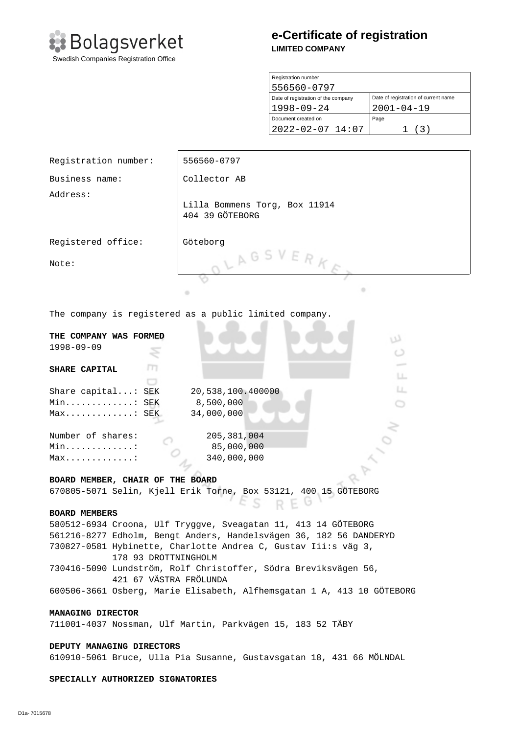Bolagsverket
Swedish Companies Registration Office

# e-Certificate of registration

**LIMITED COMPANY**

| Registration number | |
|---|---|
| 556560-0797 | |
| Date of registration of the company | Date of registration of current name |
| 1998-09-24 | 2001-04-19 |
| Document created on | Page |
| 2022-02-07 14:07 | 1 (3) |

| | |
|---|---|
| Registration number: | 556560-0797 |
| Business name: | Collector AB |
| Address: | Lilla Bommens Torg, Box 11914<br>404 39 GÖTEBORG |
| Registered office: | Göteborg |
| Note: | |

The company is registered as a public limited company.

**THE COMPANY WAS FORMED**
1998-09-09

**SHARE CAPITAL**

```
Share capital...: SEK      20,538,100.400000
Min.............: SEK       8,500,000
Max.............: SEK      34,000,000

Number of shares:          205,381,004
Min.............:           85,000,000
Max.............:          340,000,000
```

**BOARD MEMBER, CHAIR OF THE BOARD**
670805-5071 Selin, Kjell Erik Torne, Box 53121, 400 15 GÖTEBORG

**BOARD MEMBERS**
580512-6934 Croona, Ulf Tryggve, Sveagatan 11, 413 14 GÖTEBORG
561216-8277 Edholm, Bengt Anders, Handelsvägen 36, 182 56 DANDERYD
730827-0581 Hybinette, Charlotte Andrea C, Gustav Iii:s väg 3, 178 93 DROTTNINGHOLM
730416-5090 Lundström, Rolf Christoffer, Södra Breviksvägen 56, 421 67 VÄSTRA FRÖLUNDA
600506-3661 Osberg, Marie Elisabeth, Alfhemsgatan 1 A, 413 10 GÖTEBORG

**MANAGING DIRECTOR**
711001-4037 Nossman, Ulf Martin, Parkvägen 15, 183 52 TÄBY

**DEPUTY MANAGING DIRECTORS**
610910-5061 Bruce, Ulla Pia Susanne, Gustavsgatan 18, 431 66 MÖLNDAL

**SPECIALLY AUTHORIZED SIGNATORIES**

D1a- 7015678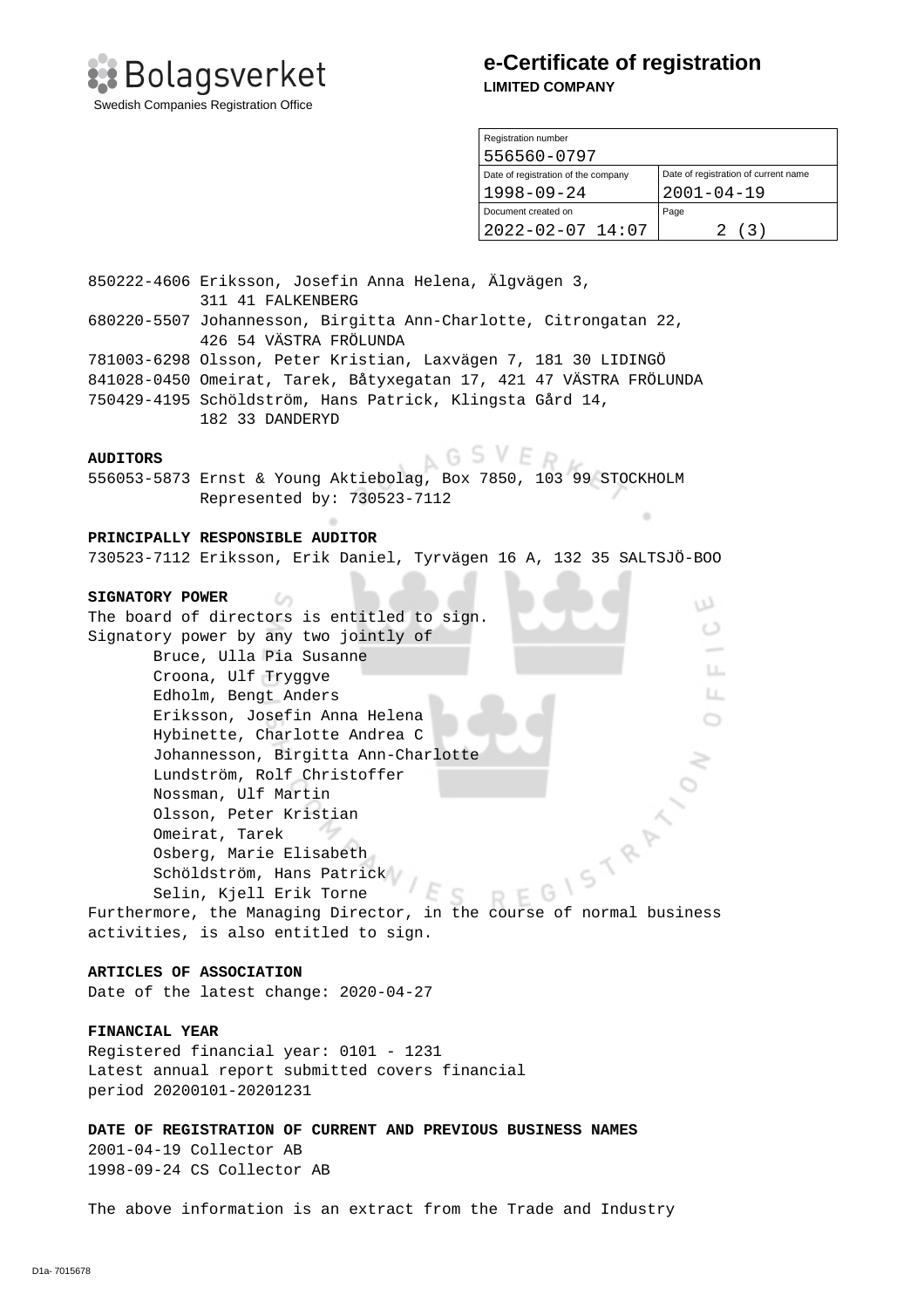# e-Certificate of registration

**LIMITED COMPANY**

| Registration number | |
|---|---|
| 556560-0797 | |
| Date of registration of the company | Date of registration of current name |
| 1998-09-24 | 2001-04-19 |
| Document created on | Page |
| 2022-02-07 14:07 | 2 (3) |

850222-4606 Eriksson, Josefin Anna Helena, Älgvägen 3, 311 41 FALKENBERG
680220-5507 Johannesson, Birgitta Ann-Charlotte, Citrongatan 22, 426 54 VÄSTRA FRÖLUNDA
781003-6298 Olsson, Peter Kristian, Laxvägen 7, 181 30 LIDINGÖ
841028-0450 Omeirat, Tarek, Båtyxegatan 17, 421 47 VÄSTRA FRÖLUNDA
750429-4195 Schöldström, Hans Patrick, Klingsta Gård 14, 182 33 DANDERYD

**AUDITORS**

556053-5873 Ernst & Young Aktiebolag, Box 7850, 103 99 STOCKHOLM
Represented by: 730523-7112

**PRINCIPALLY RESPONSIBLE AUDITOR**

730523-7112 Eriksson, Erik Daniel, Tyrvägen 16 A, 132 35 SALTSJÖ-BOO

**SIGNATORY POWER**

The board of directors is entitled to sign.
Signatory power by any two jointly of

- Bruce, Ulla Pia Susanne
- Croona, Ulf Tryggve
- Edholm, Bengt Anders
- Eriksson, Josefin Anna Helena
- Hybinette, Charlotte Andrea C
- Johannesson, Birgitta Ann-Charlotte
- Lundström, Rolf Christoffer
- Nossman, Ulf Martin
- Olsson, Peter Kristian
- Omeirat, Tarek
- Osberg, Marie Elisabeth
- Schöldström, Hans Patrick
- Selin, Kjell Erik Torne

Furthermore, the Managing Director, in the course of normal business activities, is also entitled to sign.

**ARTICLES OF ASSOCIATION**

Date of the latest change: 2020-04-27

**FINANCIAL YEAR**

Registered financial year: 0101 - 1231
Latest annual report submitted covers financial period 20200101-20201231

**DATE OF REGISTRATION OF CURRENT AND PREVIOUS BUSINESS NAMES**

2001-04-19 Collector AB
1998-09-24 CS Collector AB

The above information is an extract from the Trade and Industry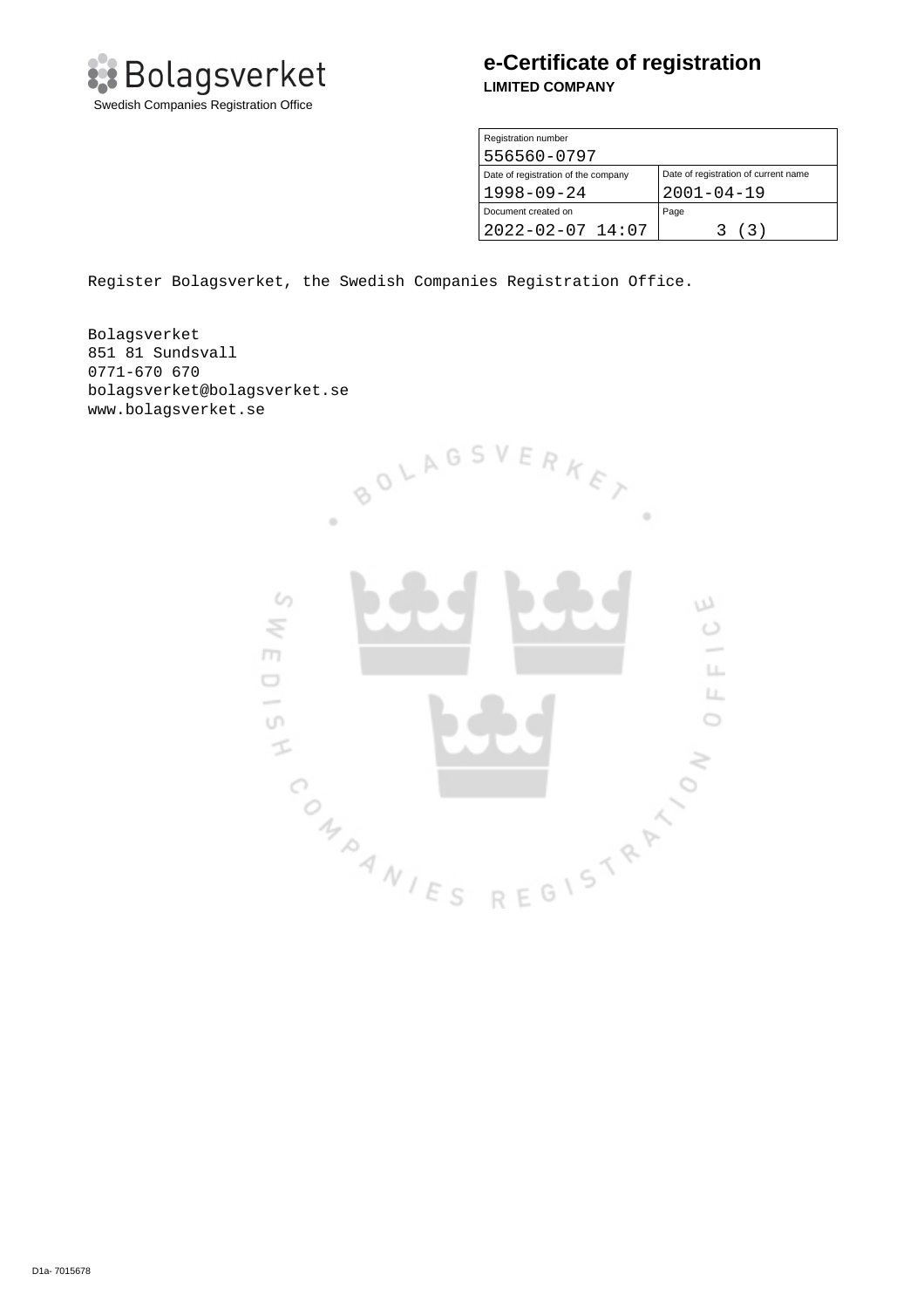Bolagsverket
Swedish Companies Registration Office

# e-Certificate of registration

**LIMITED COMPANY**

| Registration number | |
|---|---|
| 556560-0797 | |
| Date of registration of the company | Date of registration of current name |
| 1998-09-24 | 2001-04-19 |
| Document created on | Page |
| 2022-02-07 14:07 | 3 (3) |

Register Bolagsverket, the Swedish Companies Registration Office.

Bolagsverket
851 81 Sundsvall
0771-670 670
bolagsverket@bolagsverket.se
www.bolagsverket.se

D1a- 7015678